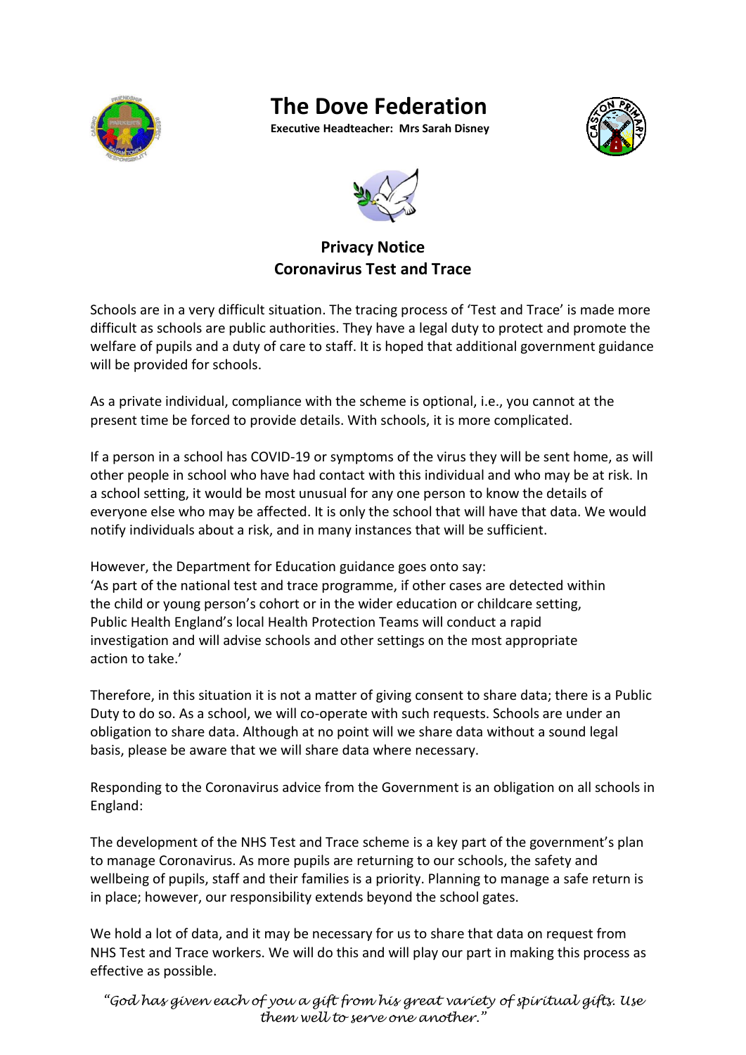# The Dove Federation

**Executive Headteacher: Mrs Sarah Disney**

## Privacy Notice
## Coronavirus Test and Trace

Schools are in a very difficult situation. The tracing process of 'Test and Trace' is made more difficult as schools are public authorities. They have a legal duty to protect and promote the welfare of pupils and a duty of care to staff. It is hoped that additional government guidance will be provided for schools.

As a private individual, compliance with the scheme is optional, i.e., you cannot at the present time be forced to provide details. With schools, it is more complicated.

If a person in a school has COVID-19 or symptoms of the virus they will be sent home, as will other people in school who have had contact with this individual and who may be at risk. In a school setting, it would be most unusual for any one person to know the details of everyone else who may be affected. It is only the school that will have that data. We would notify individuals about a risk, and in many instances that will be sufficient.

However, the Department for Education guidance goes onto say:
'As part of the national test and trace programme, if other cases are detected within the child or young person's cohort or in the wider education or childcare setting, Public Health England's local Health Protection Teams will conduct a rapid investigation and will advise schools and other settings on the most appropriate action to take.'

Therefore, in this situation it is not a matter of giving consent to share data; there is a Public Duty to do so. As a school, we will co-operate with such requests. Schools are under an obligation to share data. Although at no point will we share data without a sound legal basis, please be aware that we will share data where necessary.

Responding to the Coronavirus advice from the Government is an obligation on all schools in England:

The development of the NHS Test and Trace scheme is a key part of the government's plan to manage Coronavirus. As more pupils are returning to our schools, the safety and wellbeing of pupils, staff and their families is a priority. Planning to manage a safe return is in place; however, our responsibility extends beyond the school gates.

We hold a lot of data, and it may be necessary for us to share that data on request from NHS Test and Trace workers. We will do this and will play our part in making this process as effective as possible.

*"God has given each of you a gift from his great variety of spiritual gifts. Use them well to serve one another."*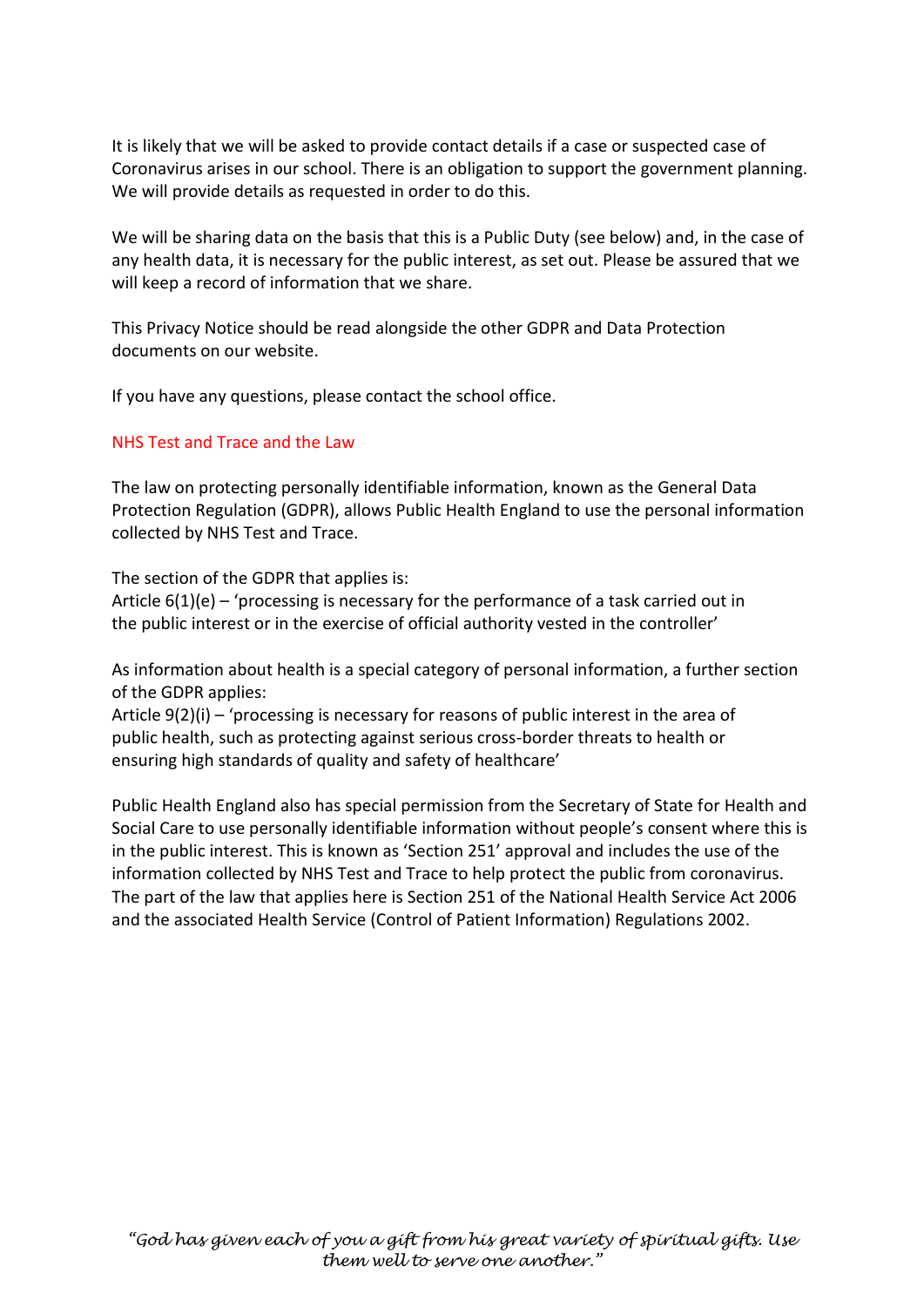It is likely that we will be asked to provide contact details if a case or suspected case of Coronavirus arises in our school. There is an obligation to support the government planning. We will provide details as requested in order to do this.

We will be sharing data on the basis that this is a Public Duty (see below) and, in the case of any health data, it is necessary for the public interest, as set out. Please be assured that we will keep a record of information that we share.

This Privacy Notice should be read alongside the other GDPR and Data Protection documents on our website.

If you have any questions, please contact the school office.

## NHS Test and Trace and the Law

The law on protecting personally identifiable information, known as the General Data Protection Regulation (GDPR), allows Public Health England to use the personal information collected by NHS Test and Trace.

The section of the GDPR that applies is:
Article 6(1)(e) – 'processing is necessary for the performance of a task carried out in the public interest or in the exercise of official authority vested in the controller'

As information about health is a special category of personal information, a further section of the GDPR applies:
Article 9(2)(i) – 'processing is necessary for reasons of public interest in the area of public health, such as protecting against serious cross-border threats to health or ensuring high standards of quality and safety of healthcare'

Public Health England also has special permission from the Secretary of State for Health and Social Care to use personally identifiable information without people's consent where this is in the public interest. This is known as 'Section 251' approval and includes the use of the information collected by NHS Test and Trace to help protect the public from coronavirus. The part of the law that applies here is Section 251 of the National Health Service Act 2006 and the associated Health Service (Control of Patient Information) Regulations 2002.